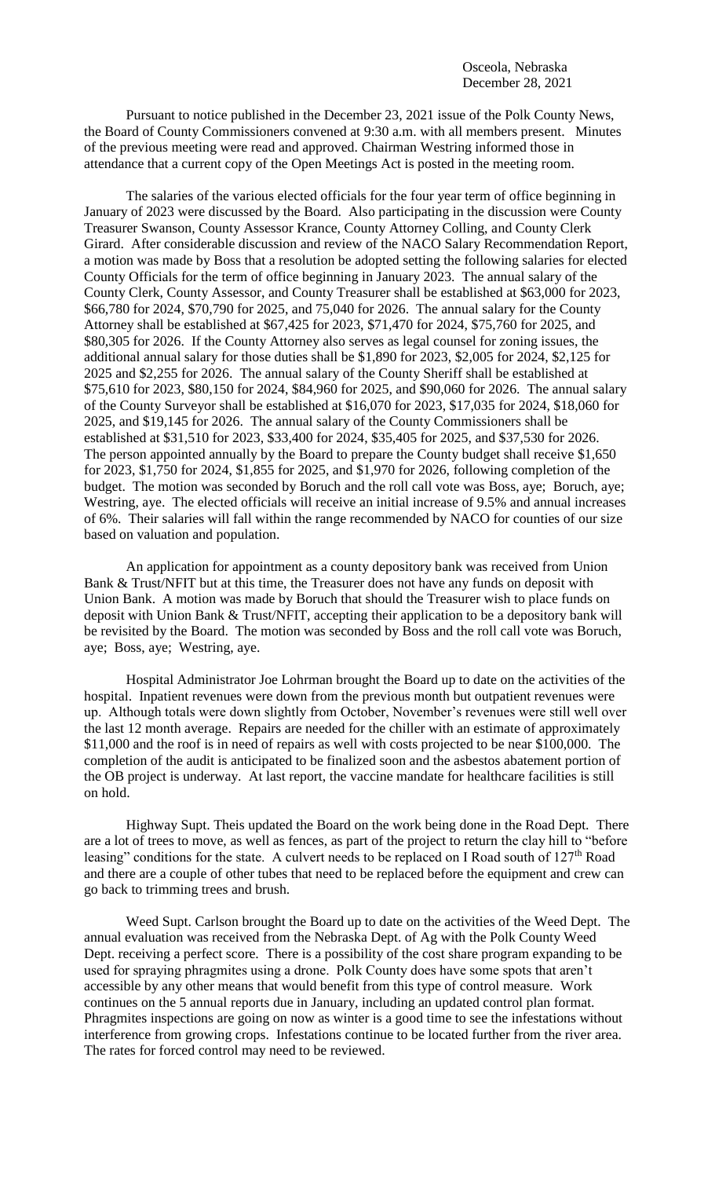Osceola, Nebraska
December 28, 2021

Pursuant to notice published in the December 23, 2021 issue of the Polk County News, the Board of County Commissioners convened at 9:30 a.m. with all members present. Minutes of the previous meeting were read and approved. Chairman Westring informed those in attendance that a current copy of the Open Meetings Act is posted in the meeting room.

The salaries of the various elected officials for the four year term of office beginning in January of 2023 were discussed by the Board. Also participating in the discussion were County Treasurer Swanson, County Assessor Krance, County Attorney Colling, and County Clerk Girard. After considerable discussion and review of the NACO Salary Recommendation Report, a motion was made by Boss that a resolution be adopted setting the following salaries for elected County Officials for the term of office beginning in January 2023. The annual salary of the County Clerk, County Assessor, and County Treasurer shall be established at $63,000 for 2023, $66,780 for 2024, $70,790 for 2025, and 75,040 for 2026. The annual salary for the County Attorney shall be established at $67,425 for 2023, $71,470 for 2024, $75,760 for 2025, and $80,305 for 2026. If the County Attorney also serves as legal counsel for zoning issues, the additional annual salary for those duties shall be $1,890 for 2023, $2,005 for 2024, $2,125 for 2025 and $2,255 for 2026. The annual salary of the County Sheriff shall be established at $75,610 for 2023, $80,150 for 2024, $84,960 for 2025, and $90,060 for 2026. The annual salary of the County Surveyor shall be established at $16,070 for 2023, $17,035 for 2024, $18,060 for 2025, and $19,145 for 2026. The annual salary of the County Commissioners shall be established at $31,510 for 2023, $33,400 for 2024, $35,405 for 2025, and $37,530 for 2026. The person appointed annually by the Board to prepare the County budget shall receive $1,650 for 2023, $1,750 for 2024, $1,855 for 2025, and $1,970 for 2026, following completion of the budget. The motion was seconded by Boruch and the roll call vote was Boss, aye; Boruch, aye; Westring, aye. The elected officials will receive an initial increase of 9.5% and annual increases of 6%. Their salaries will fall within the range recommended by NACO for counties of our size based on valuation and population.

An application for appointment as a county depository bank was received from Union Bank & Trust/NFIT but at this time, the Treasurer does not have any funds on deposit with Union Bank. A motion was made by Boruch that should the Treasurer wish to place funds on deposit with Union Bank & Trust/NFIT, accepting their application to be a depository bank will be revisited by the Board. The motion was seconded by Boss and the roll call vote was Boruch, aye; Boss, aye; Westring, aye.

Hospital Administrator Joe Lohrman brought the Board up to date on the activities of the hospital. Inpatient revenues were down from the previous month but outpatient revenues were up. Although totals were down slightly from October, November's revenues were still well over the last 12 month average. Repairs are needed for the chiller with an estimate of approximately $11,000 and the roof is in need of repairs as well with costs projected to be near $100,000. The completion of the audit is anticipated to be finalized soon and the asbestos abatement portion of the OB project is underway. At last report, the vaccine mandate for healthcare facilities is still on hold.

Highway Supt. Theis updated the Board on the work being done in the Road Dept. There are a lot of trees to move, as well as fences, as part of the project to return the clay hill to "before leasing" conditions for the state. A culvert needs to be replaced on I Road south of 127th Road and there are a couple of other tubes that need to be replaced before the equipment and crew can go back to trimming trees and brush.

Weed Supt. Carlson brought the Board up to date on the activities of the Weed Dept. The annual evaluation was received from the Nebraska Dept. of Ag with the Polk County Weed Dept. receiving a perfect score. There is a possibility of the cost share program expanding to be used for spraying phragmites using a drone. Polk County does have some spots that aren't accessible by any other means that would benefit from this type of control measure. Work continues on the 5 annual reports due in January, including an updated control plan format. Phragmites inspections are going on now as winter is a good time to see the infestations without interference from growing crops. Infestations continue to be located further from the river area. The rates for forced control may need to be reviewed.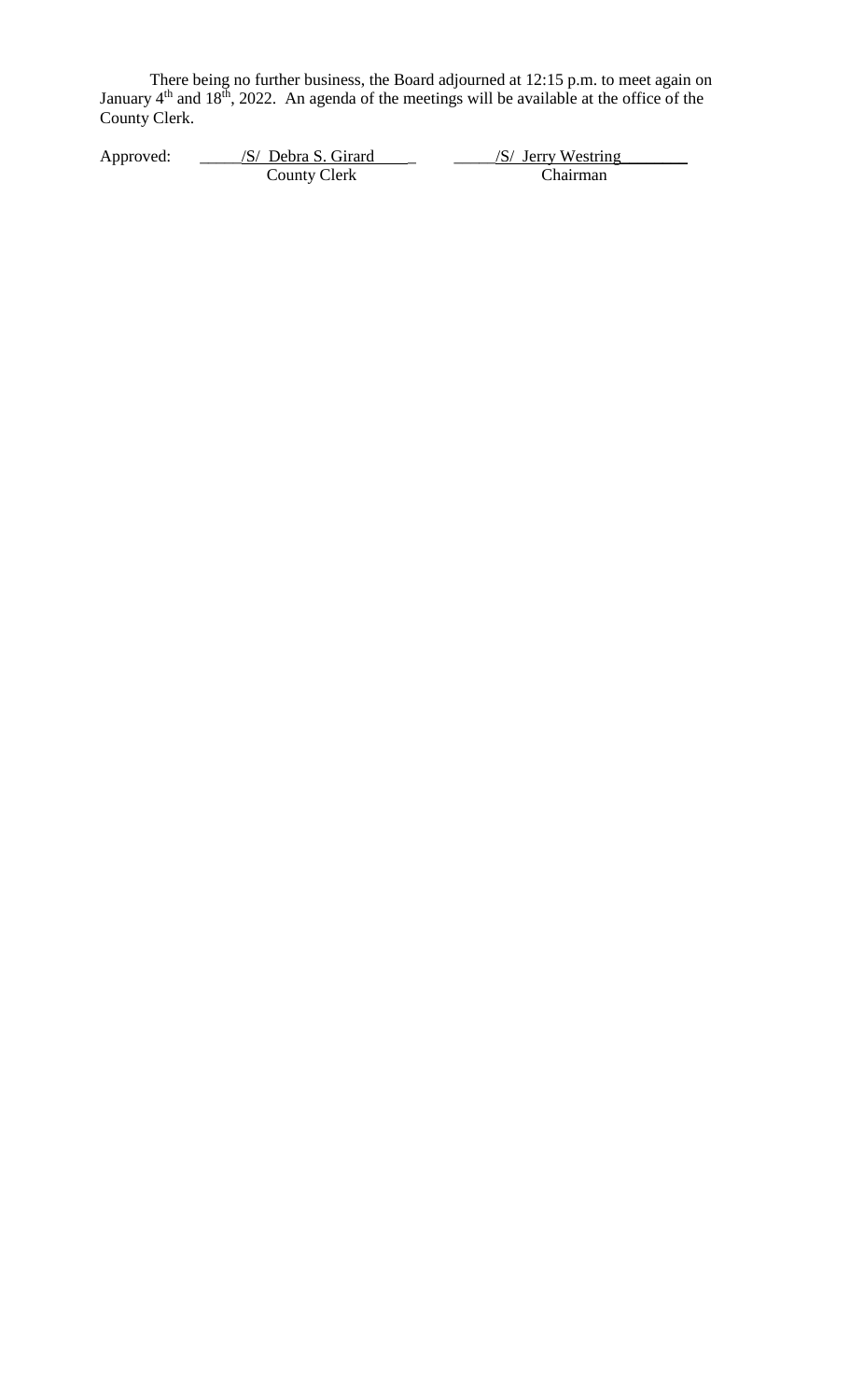There being no further business, the Board adjourned at 12:15 p.m. to meet again on January 4th and 18th, 2022. An agenda of the meetings will be available at the office of the County Clerk.

Approved: _____/S/ Debra S. Girard_____ _____/S/ Jerry Westring________

County Clerk Chairman